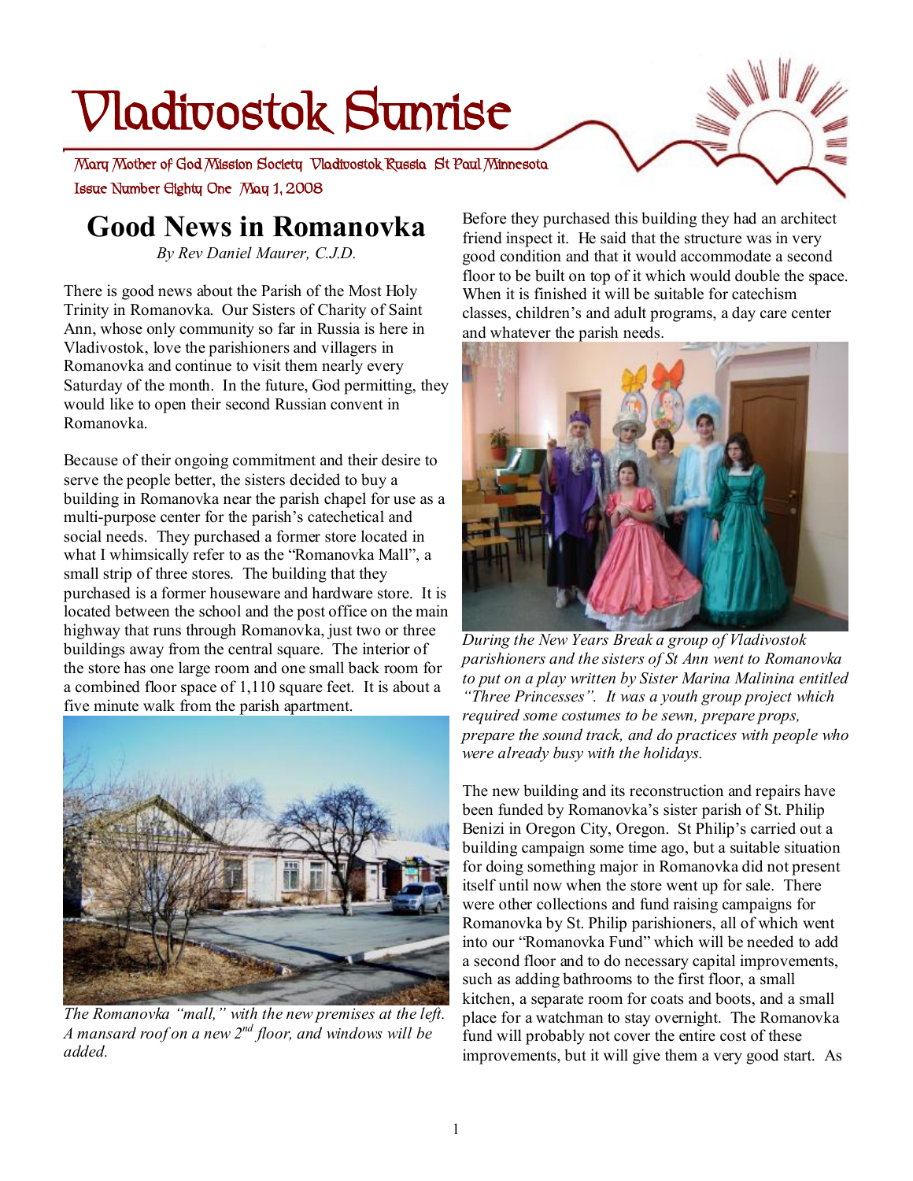# Vladivostok Sunrise

Mary Mother of God Mission Society Vladivostok Russia St Paul Minnesota

Issue Number Eighty One May 1, 2008

## Good News in Romanovka

*By Rev Daniel Maurer, C.J.D.*

There is good news about the Parish of the Most Holy Trinity in Romanovka. Our Sisters of Charity of Saint Ann, whose only community so far in Russia is here in Vladivostok, love the parishioners and villagers in Romanovka and continue to visit them nearly every Saturday of the month. In the future, God permitting, they would like to open their second Russian convent in Romanovka.

Because of their ongoing commitment and their desire to serve the people better, the sisters decided to buy a building in Romanovka near the parish chapel for use as a multi-purpose center for the parish's catechetical and social needs. They purchased a former store located in what I whimsically refer to as the "Romanovka Mall", a small strip of three stores. The building that they purchased is a former houseware and hardware store. It is located between the school and the post office on the main highway that runs through Romanovka, just two or three buildings away from the central square. The interior of the store has one large room and one small back room for a combined floor space of 1,110 square feet. It is about a five minute walk from the parish apartment.

*The Romanovka "mall," with the new premises at the left. A mansard roof on a new 2nd floor, and windows will be added.*

Before they purchased this building they had an architect friend inspect it. He said that the structure was in very good condition and that it would accommodate a second floor to be built on top of it which would double the space. When it is finished it will be suitable for catechism classes, children's and adult programs, a day care center and whatever the parish needs.

*During the New Years Break a group of Vladivostok parishioners and the sisters of St Ann went to Romanovka to put on a play written by Sister Marina Malinina entitled "Three Princesses". It was a youth group project which required some costumes to be sewn, prepare props, prepare the sound track, and do practices with people who were already busy with the holidays.*

The new building and its reconstruction and repairs have been funded by Romanovka's sister parish of St. Philip Benizi in Oregon City, Oregon. St Philip's carried out a building campaign some time ago, but a suitable situation for doing something major in Romanovka did not present itself until now when the store went up for sale. There were other collections and fund raising campaigns for Romanovka by St. Philip parishioners, all of which went into our "Romanovka Fund" which will be needed to add a second floor and to do necessary capital improvements, such as adding bathrooms to the first floor, a small kitchen, a separate room for coats and boots, and a small place for a watchman to stay overnight. The Romanovka fund will probably not cover the entire cost of these improvements, but it will give them a very good start. As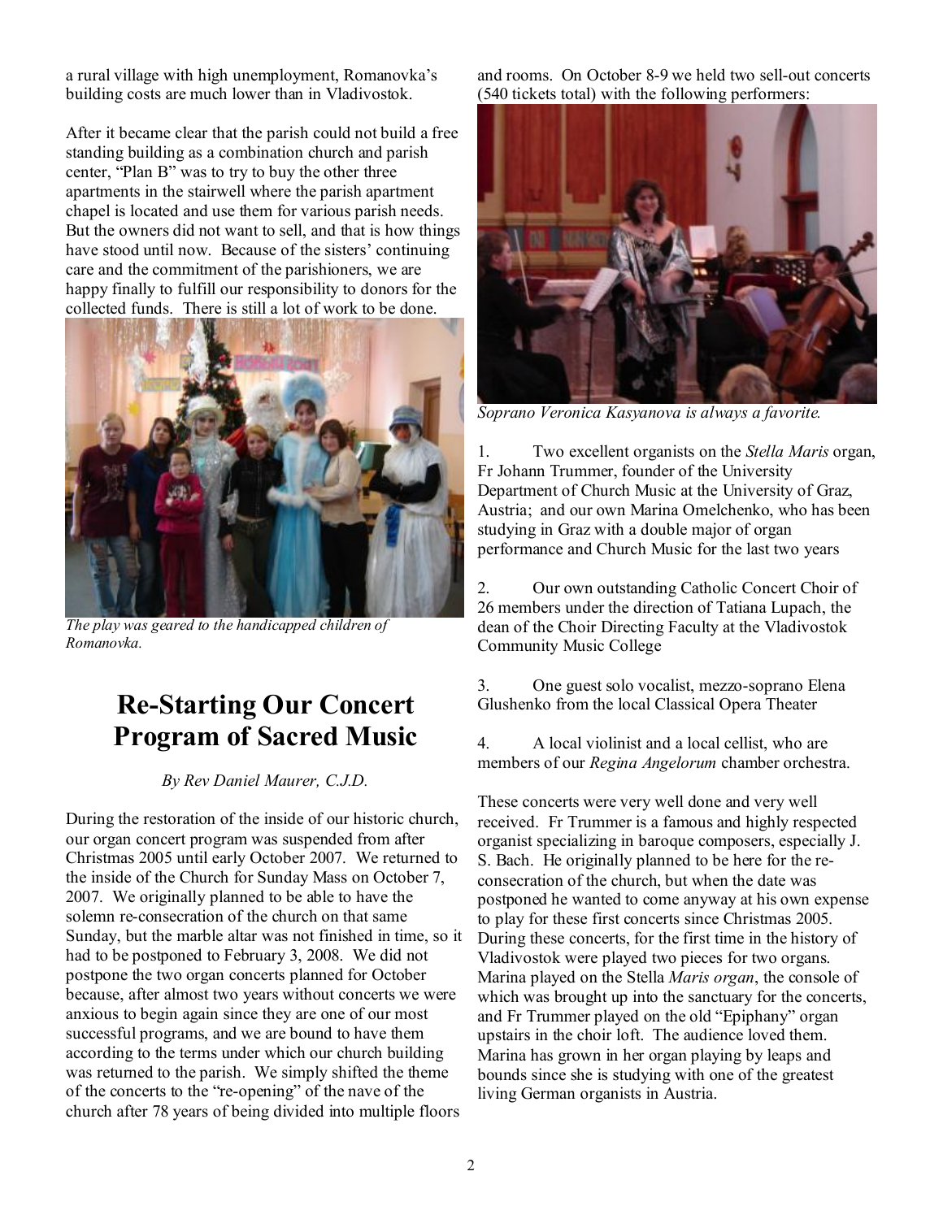a rural village with high unemployment, Romanovka's building costs are much lower than in Vladivostok.

After it became clear that the parish could not build a free standing building as a combination church and parish center, "Plan B" was to try to buy the other three apartments in the stairwell where the parish apartment chapel is located and use them for various parish needs. But the owners did not want to sell, and that is how things have stood until now. Because of the sisters' continuing care and the commitment of the parishioners, we are happy finally to fulfill our responsibility to donors for the collected funds. There is still a lot of work to be done.

*The play was geared to the handicapped children of Romanovka.*

# Re-Starting Our Concert Program of Sacred Music

*By Rev Daniel Maurer, C.J.D.*

During the restoration of the inside of our historic church, our organ concert program was suspended from after Christmas 2005 until early October 2007. We returned to the inside of the Church for Sunday Mass on October 7, 2007. We originally planned to be able to have the solemn re-consecration of the church on that same Sunday, but the marble altar was not finished in time, so it had to be postponed to February 3, 2008. We did not postpone the two organ concerts planned for October because, after almost two years without concerts we were anxious to begin again since they are one of our most successful programs, and we are bound to have them according to the terms under which our church building was returned to the parish. We simply shifted the theme of the concerts to the "re-opening" of the nave of the church after 78 years of being divided into multiple floors and rooms. On October 8-9 we held two sell-out concerts (540 tickets total) with the following performers:

*Soprano Veronica Kasyanova is always a favorite.*

1. Two excellent organists on the *Stella Maris* organ, Fr Johann Trummer, founder of the University Department of Church Music at the University of Graz, Austria; and our own Marina Omelchenko, who has been studying in Graz with a double major of organ performance and Church Music for the last two years

2. Our own outstanding Catholic Concert Choir of 26 members under the direction of Tatiana Lupach, the dean of the Choir Directing Faculty at the Vladivostok Community Music College

3. One guest solo vocalist, mezzo-soprano Elena Glushenko from the local Classical Opera Theater

4. A local violinist and a local cellist, who are members of our *Regina Angelorum* chamber orchestra.

These concerts were very well done and very well received. Fr Trummer is a famous and highly respected organist specializing in baroque composers, especially J. S. Bach. He originally planned to be here for the re-consecration of the church, but when the date was postponed he wanted to come anyway at his own expense to play for these first concerts since Christmas 2005. During these concerts, for the first time in the history of Vladivostok were played two pieces for two organs. Marina played on the Stella *Maris organ*, the console of which was brought up into the sanctuary for the concerts, and Fr Trummer played on the old "Epiphany" organ upstairs in the choir loft. The audience loved them. Marina has grown in her organ playing by leaps and bounds since she is studying with one of the greatest living German organists in Austria.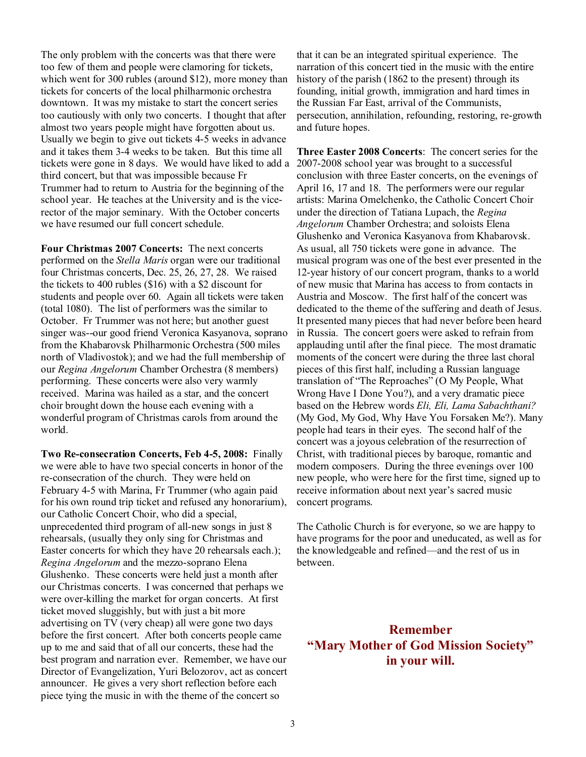The only problem with the concerts was that there were too few of them and people were clamoring for tickets, which went for 300 rubles (around $12), more money than tickets for concerts of the local philharmonic orchestra downtown. It was my mistake to start the concert series too cautiously with only two concerts. I thought that after almost two years people might have forgotten about us. Usually we begin to give out tickets 4-5 weeks in advance and it takes them 3-4 weeks to be taken. But this time all tickets were gone in 8 days. We would have liked to add a third concert, but that was impossible because Fr Trummer had to return to Austria for the beginning of the school year. He teaches at the University and is the vice-rector of the major seminary. With the October concerts we have resumed our full concert schedule.

**Four Christmas 2007 Concerts:** The next concerts performed on the *Stella Maris* organ were our traditional four Christmas concerts, Dec. 25, 26, 27, 28. We raised the tickets to 400 rubles ($16) with a $2 discount for students and people over 60. Again all tickets were taken (total 1080). The list of performers was the similar to October. Fr Trummer was not here; but another guest singer was--our good friend Veronica Kasyanova, soprano from the Khabarovsk Philharmonic Orchestra (500 miles north of Vladivostok); and we had the full membership of our *Regina Angelorum* Chamber Orchestra (8 members) performing. These concerts were also very warmly received. Marina was hailed as a star, and the concert choir brought down the house each evening with a wonderful program of Christmas carols from around the world.

**Two Re-consecration Concerts, Feb 4-5, 2008:** Finally we were able to have two special concerts in honor of the re-consecration of the church. They were held on February 4-5 with Marina, Fr Trummer (who again paid for his own round trip ticket and refused any honorarium), our Catholic Concert Choir, who did a special, unprecedented third program of all-new songs in just 8 rehearsals, (usually they only sing for Christmas and Easter concerts for which they have 20 rehearsals each.); *Regina Angelorum* and the mezzo-soprano Elena Glushenko. These concerts were held just a month after our Christmas concerts. I was concerned that perhaps we were over-killing the market for organ concerts. At first ticket moved sluggishly, but with just a bit more advertising on TV (very cheap) all were gone two days before the first concert. After both concerts people came up to me and said that of all our concerts, these had the best program and narration ever. Remember, we have our Director of Evangelization, Yuri Belozorov, act as concert announcer. He gives a very short reflection before each piece tying the music in with the theme of the concert so that it can be an integrated spiritual experience. The narration of this concert tied in the music with the entire history of the parish (1862 to the present) through its founding, initial growth, immigration and hard times in the Russian Far East, arrival of the Communists, persecution, annihilation, refounding, restoring, re-growth and future hopes.

**Three Easter 2008 Concerts**: The concert series for the 2007-2008 school year was brought to a successful conclusion with three Easter concerts, on the evenings of April 16, 17 and 18. The performers were our regular artists: Marina Omelchenko, the Catholic Concert Choir under the direction of Tatiana Lupach, the *Regina Angelorum* Chamber Orchestra; and soloists Elena Glushenko and Veronica Kasyanova from Khabarovsk. As usual, all 750 tickets were gone in advance. The musical program was one of the best ever presented in the 12-year history of our concert program, thanks to a world of new music that Marina has access to from contacts in Austria and Moscow. The first half of the concert was dedicated to the theme of the suffering and death of Jesus. It presented many pieces that had never before been heard in Russia. The concert goers were asked to refrain from applauding until after the final piece. The most dramatic moments of the concert were during the three last choral pieces of this first half, including a Russian language translation of "The Reproaches" (O My People, What Wrong Have I Done You?), and a very dramatic piece based on the Hebrew words *Eli, Eli, Lama Sabachthani?* (My God, My God, Why Have You Forsaken Me?). Many people had tears in their eyes. The second half of the concert was a joyous celebration of the resurrection of Christ, with traditional pieces by baroque, romantic and modern composers. During the three evenings over 100 new people, who were here for the first time, signed up to receive information about next year's sacred music concert programs.

The Catholic Church is for everyone, so we are happy to have programs for the poor and uneducated, as well as for the knowledgeable and refined—and the rest of us in between.

**Remember "Mary Mother of God Mission Society" in your will.**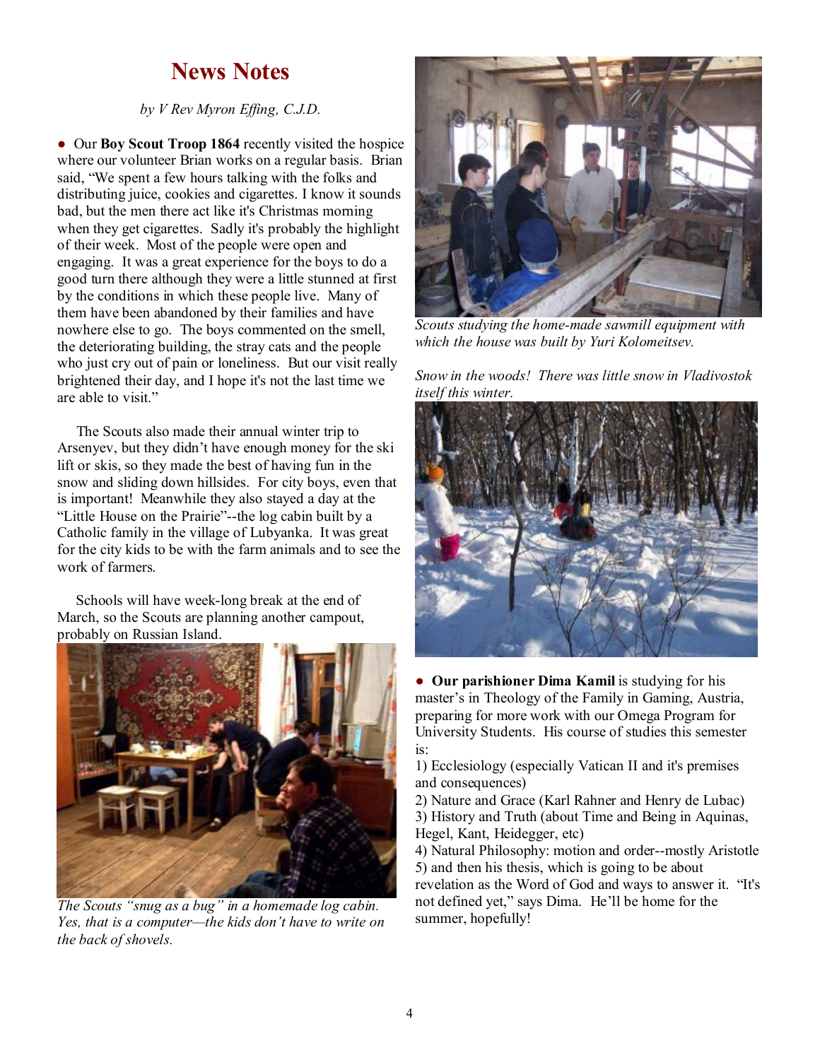# News Notes

*by V Rev Myron Effing, C.J.D.*

● Our **Boy Scout Troop 1864** recently visited the hospice where our volunteer Brian works on a regular basis. Brian said, "We spent a few hours talking with the folks and distributing juice, cookies and cigarettes. I know it sounds bad, but the men there act like it's Christmas morning when they get cigarettes. Sadly it's probably the highlight of their week. Most of the people were open and engaging. It was a great experience for the boys to do a good turn there although they were a little stunned at first by the conditions in which these people live. Many of them have been abandoned by their families and have nowhere else to go. The boys commented on the smell, the deteriorating building, the stray cats and the people who just cry out of pain or loneliness. But our visit really brightened their day, and I hope it's not the last time we are able to visit."

The Scouts also made their annual winter trip to Arsenyev, but they didn't have enough money for the ski lift or skis, so they made the best of having fun in the snow and sliding down hillsides. For city boys, even that is important! Meanwhile they also stayed a day at the "Little House on the Prairie"--the log cabin built by a Catholic family in the village of Lubyanka. It was great for the city kids to be with the farm animals and to see the work of farmers.

Schools will have week-long break at the end of March, so the Scouts are planning another campout, probably on Russian Island.

*The Scouts "snug as a bug" in a homemade log cabin. Yes, that is a computer—the kids don't have to write on the back of shovels.*

*Scouts studying the home-made sawmill equipment with which the house was built by Yuri Kolomeitsev.*

*Snow in the woods! There was little snow in Vladivostok itself this winter.*

● **Our parishioner Dima Kamil** is studying for his master's in Theology of the Family in Gaming, Austria, preparing for more work with our Omega Program for University Students. His course of studies this semester is:

1) Ecclesiology (especially Vatican II and it's premises and consequences)
2) Nature and Grace (Karl Rahner and Henry de Lubac)
3) History and Truth (about Time and Being in Aquinas, Hegel, Kant, Heidegger, etc)
4) Natural Philosophy: motion and order--mostly Aristotle
5) and then his thesis, which is going to be about revelation as the Word of God and ways to answer it. "It's not defined yet," says Dima. He'll be home for the summer, hopefully!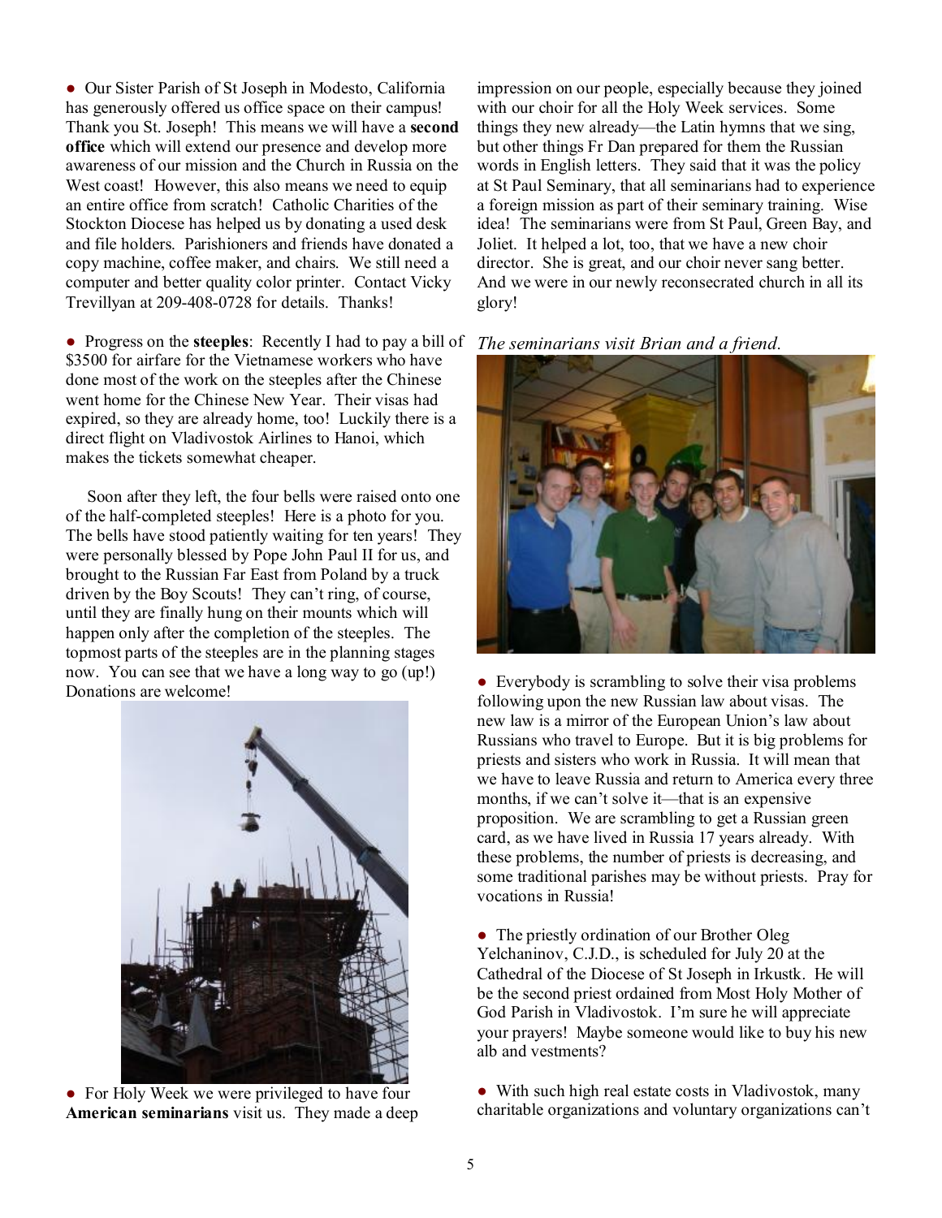● Our Sister Parish of St Joseph in Modesto, California has generously offered us office space on their campus! Thank you St. Joseph! This means we will have a **second office** which will extend our presence and develop more awareness of our mission and the Church in Russia on the West coast! However, this also means we need to equip an entire office from scratch! Catholic Charities of the Stockton Diocese has helped us by donating a used desk and file holders. Parishioners and friends have donated a copy machine, coffee maker, and chairs. We still need a computer and better quality color printer. Contact Vicky Trevillyan at 209-408-0728 for details. Thanks!

● Progress on the **steeples**: Recently I had to pay a bill of $3500 for airfare for the Vietnamese workers who have done most of the work on the steeples after the Chinese went home for the Chinese New Year. Their visas had expired, so they are already home, too! Luckily there is a direct flight on Vladivostok Airlines to Hanoi, which makes the tickets somewhat cheaper.

Soon after they left, the four bells were raised onto one of the half-completed steeples! Here is a photo for you. The bells have stood patiently waiting for ten years! They were personally blessed by Pope John Paul II for us, and brought to the Russian Far East from Poland by a truck driven by the Boy Scouts! They can't ring, of course, until they are finally hung on their mounts which will happen only after the completion of the steeples. The topmost parts of the steeples are in the planning stages now. You can see that we have a long way to go (up!) Donations are welcome!

● For Holy Week we were privileged to have four **American seminarians** visit us. They made a deep impression on our people, especially because they joined with our choir for all the Holy Week services. Some things they new already—the Latin hymns that we sing, but other things Fr Dan prepared for them the Russian words in English letters. They said that it was the policy at St Paul Seminary, that all seminarians had to experience a foreign mission as part of their seminary training. Wise idea! The seminarians were from St Paul, Green Bay, and Joliet. It helped a lot, too, that we have a new choir director. She is great, and our choir never sang better. And we were in our newly reconsecrated church in all its glory!

*The seminarians visit Brian and a friend.*

● Everybody is scrambling to solve their visa problems following upon the new Russian law about visas. The new law is a mirror of the European Union's law about Russians who travel to Europe. But it is big problems for priests and sisters who work in Russia. It will mean that we have to leave Russia and return to America every three months, if we can't solve it—that is an expensive proposition. We are scrambling to get a Russian green card, as we have lived in Russia 17 years already. With these problems, the number of priests is decreasing, and some traditional parishes may be without priests. Pray for vocations in Russia!

● The priestly ordination of our Brother Oleg Yelchaninov, C.J.D., is scheduled for July 20 at the Cathedral of the Diocese of St Joseph in Irkustk. He will be the second priest ordained from Most Holy Mother of God Parish in Vladivostok. I'm sure he will appreciate your prayers! Maybe someone would like to buy his new alb and vestments?

● With such high real estate costs in Vladivostok, many charitable organizations and voluntary organizations can't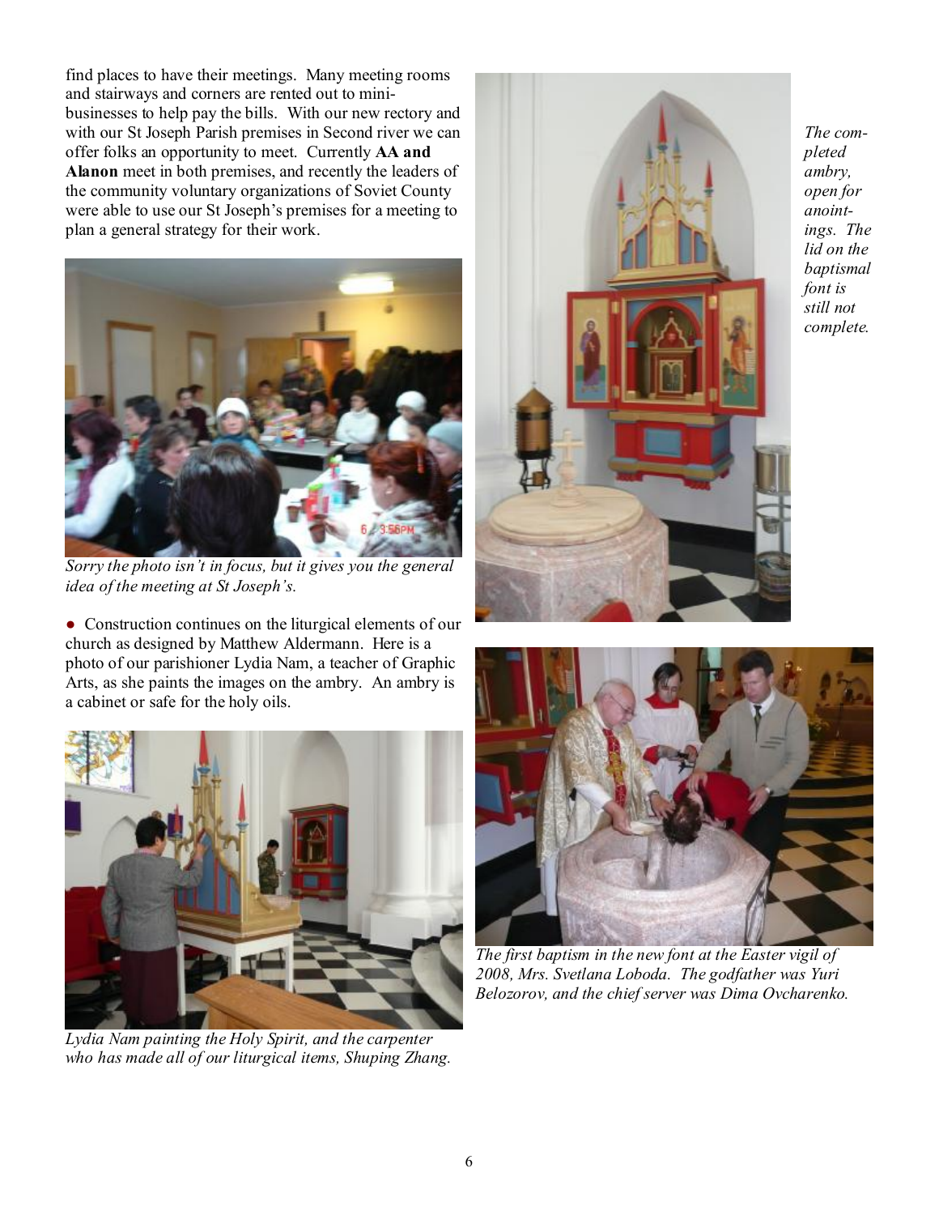find places to have their meetings. Many meeting rooms and stairways and corners are rented out to mini-businesses to help pay the bills. With our new rectory and with our St Joseph Parish premises in Second river we can offer folks an opportunity to meet. Currently **AA and Alanon** meet in both premises, and recently the leaders of the community voluntary organizations of Soviet County were able to use our St Joseph's premises for a meeting to plan a general strategy for their work.

*Sorry the photo isn't in focus, but it gives you the general idea of the meeting at St Joseph's.*

- Construction continues on the liturgical elements of our church as designed by Matthew Aldermann. Here is a photo of our parishioner Lydia Nam, a teacher of Graphic Arts, as she paints the images on the ambry. An ambry is a cabinet or safe for the holy oils.

*Lydia Nam painting the Holy Spirit, and the carpenter who has made all of our liturgical items, Shuping Zhang.*

*The completed ambry, open for anointings. The lid on the baptismal font is still not complete.*

*The first baptism in the new font at the Easter vigil of 2008, Mrs. Svetlana Loboda. The godfather was Yuri Belozorov, and the chief server was Dima Ovcharenko.*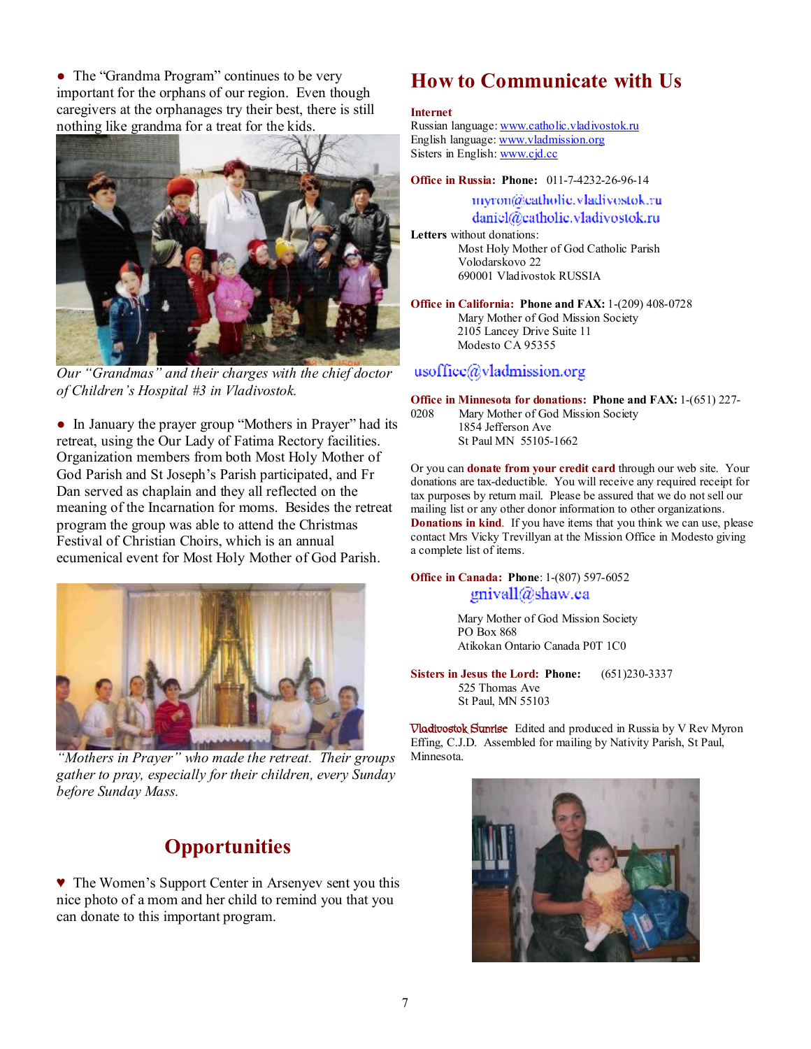● The "Grandma Program" continues to be very important for the orphans of our region. Even though caregivers at the orphanages try their best, there is still nothing like grandma for a treat for the kids.

*Our "Grandmas" and their charges with the chief doctor of Children's Hospital #3 in Vladivostok.*

● In January the prayer group "Mothers in Prayer" had its retreat, using the Our Lady of Fatima Rectory facilities. Organization members from both Most Holy Mother of God Parish and St Joseph's Parish participated, and Fr Dan served as chaplain and they all reflected on the meaning of the Incarnation for moms. Besides the retreat program the group was able to attend the Christmas Festival of Christian Choirs, which is an annual ecumenical event for Most Holy Mother of God Parish.

*"Mothers in Prayer" who made the retreat. Their groups gather to pray, especially for their children, every Sunday before Sunday Mass.*

## Opportunities

♥ The Women's Support Center in Arsenyev sent you this nice photo of a mom and her child to remind you that you can donate to this important program.

## How to Communicate with Us

**Internet**
Russian language: www.catholic.vladivostok.ru
English language: www.vladmission.org
Sisters in English: www.cjd.cc

**Office in Russia:** **Phone:** 011-7-4232-26-96-14
myron@catholic.vladivostok.ru
daniel@catholic.vladivostok.ru

**Letters** without donations:
Most Holy Mother of God Catholic Parish
Volodarskovo 22
690001 Vladivostok RUSSIA

**Office in California:** **Phone and FAX:** 1-(209) 408-0728
Mary Mother of God Mission Society
2105 Lancey Drive Suite 11
Modesto CA 95355

usoffice@vladmission.org

**Office in Minnesota for donations:** **Phone and FAX:** 1-(651) 227-0208
Mary Mother of God Mission Society
1854 Jefferson Ave
St Paul MN 55105-1662

Or you can **donate from your credit card** through our web site. Your donations are tax-deductible. You will receive any required receipt for tax purposes by return mail. Please be assured that we do not sell our mailing list or any other donor information to other organizations. **Donations in kind**. If you have items that you think we can use, please contact Mrs Vicky Trevillyan at the Mission Office in Modesto giving a complete list of items.

**Office in Canada:** **Phone**: 1-(807) 597-6052
gnivall@shaw.ca

Mary Mother of God Mission Society
PO Box 868
Atikokan Ontario Canada P0T 1C0

**Sisters in Jesus the Lord:** **Phone:** (651)230-3337
525 Thomas Ave
St Paul, MN 55103

Vladivostok Sunrise Edited and produced in Russia by V Rev Myron Effing, C.J.D. Assembled for mailing by Nativity Parish, St Paul, Minnesota.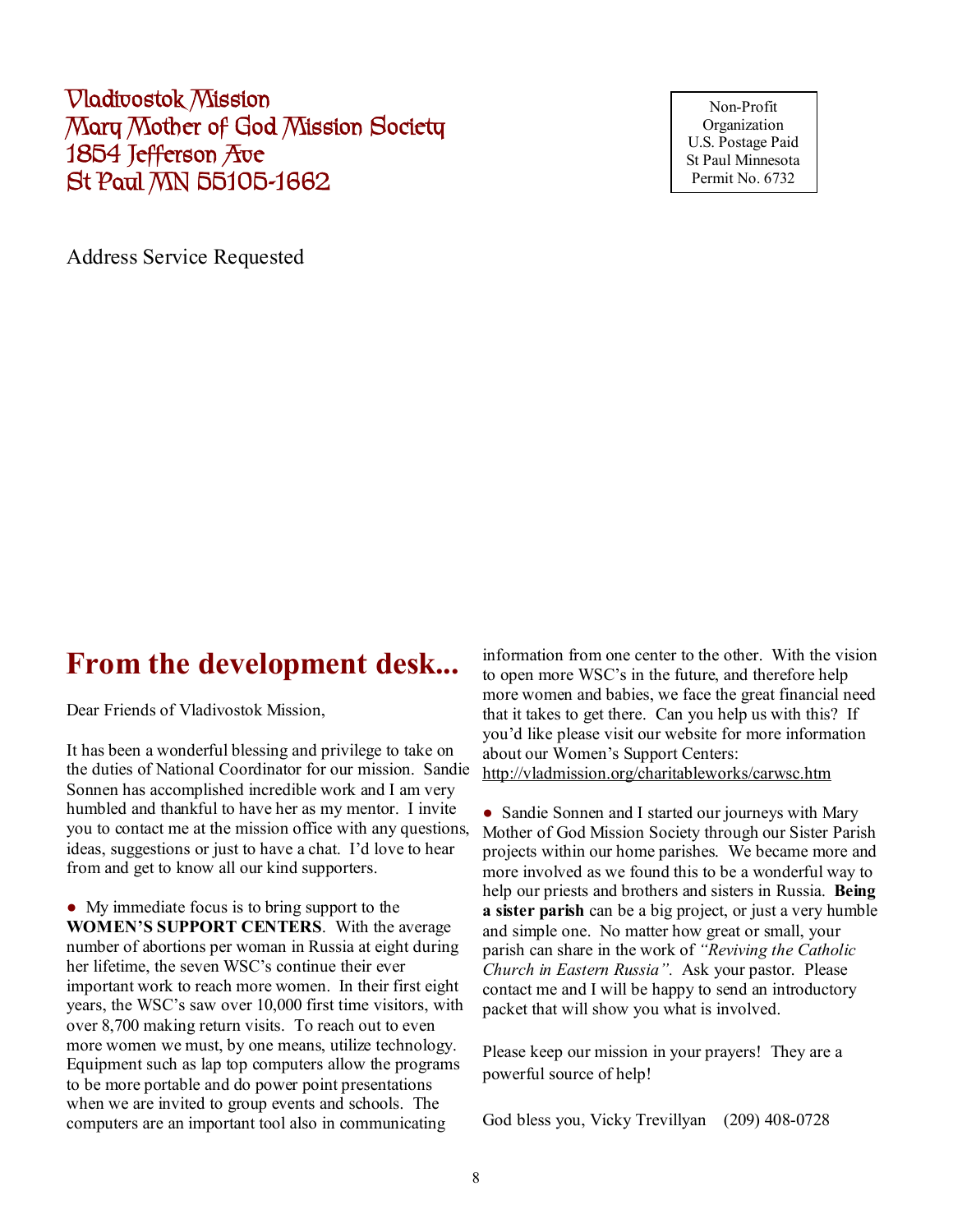Vladivostok Mission
Mary Mother of God Mission Society
1854 Jefferson Ave
St Paul MN 55105-1662

Non-Profit Organization
U.S. Postage Paid
St Paul Minnesota
Permit No. 6732

Address Service Requested

# From the development desk...

Dear Friends of Vladivostok Mission,

It has been a wonderful blessing and privilege to take on the duties of National Coordinator for our mission. Sandie Sonnen has accomplished incredible work and I am very humbled and thankful to have her as my mentor. I invite you to contact me at the mission office with any questions, ideas, suggestions or just to have a chat. I'd love to hear from and get to know all our kind supporters.

● My immediate focus is to bring support to the **WOMEN'S SUPPORT CENTERS**. With the average number of abortions per woman in Russia at eight during her lifetime, the seven WSC's continue their ever important work to reach more women. In their first eight years, the WSC's saw over 10,000 first time visitors, with over 8,700 making return visits. To reach out to even more women we must, by one means, utilize technology. Equipment such as lap top computers allow the programs to be more portable and do power point presentations when we are invited to group events and schools. The computers are an important tool also in communicating information from one center to the other. With the vision to open more WSC's in the future, and therefore help more women and babies, we face the great financial need that it takes to get there. Can you help us with this? If you'd like please visit our website for more information about our Women's Support Centers: http://vladmission.org/charitableworks/carwsc.htm

● Sandie Sonnen and I started our journeys with Mary Mother of God Mission Society through our Sister Parish projects within our home parishes. We became more and more involved as we found this to be a wonderful way to help our priests and brothers and sisters in Russia. **Being a sister parish** can be a big project, or just a very humble and simple one. No matter how great or small, your parish can share in the work of *"Reviving the Catholic Church in Eastern Russia"*. Ask your pastor. Please contact me and I will be happy to send an introductory packet that will show you what is involved.

Please keep our mission in your prayers! They are a powerful source of help!

God bless you, Vicky Trevillyan (209) 408-0728